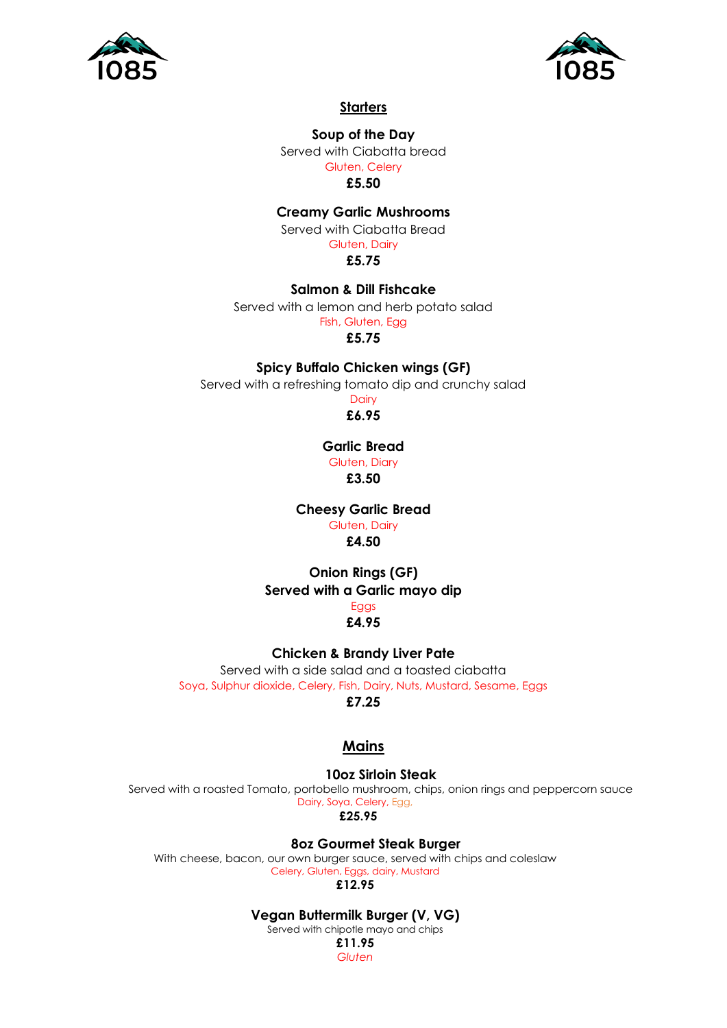1085

## Starters

**Soup of the Day**
Served with Ciabatta bread
Gluten, Celery
**£5.50**

**Creamy Garlic Mushrooms**
Served with Ciabatta Bread
Gluten, Dairy
**£5.75**

**Salmon & Dill Fishcake**
Served with a lemon and herb potato salad
Fish, Gluten, Egg
**£5.75**

**Spicy Buffalo Chicken wings (GF)**
Served with a refreshing tomato dip and crunchy salad
Dairy
**£6.95**

**Garlic Bread**
Gluten, Diary
**£3.50**

**Cheesy Garlic Bread**
Gluten, Dairy
**£4.50**

**Onion Rings (GF)**
**Served with a Garlic mayo dip**
Eggs
**£4.95**

**Chicken & Brandy Liver Pate**
Served with a side salad and a toasted ciabatta
Soya, Sulphur dioxide, Celery, Fish, Dairy, Nuts, Mustard, Sesame, Eggs
**£7.25**

## Mains

**10oz Sirloin Steak**
Served with a roasted Tomato, portobello mushroom, chips, onion rings and peppercorn sauce
Dairy, Soya, Celery, Egg,
**£25.95**

**8oz Gourmet Steak Burger**
With cheese, bacon, our own burger sauce, served with chips and coleslaw
Celery, Gluten, Eggs, dairy, Mustard
**£12.95**

**Vegan Buttermilk Burger (V, VG)**
Served with chipotle mayo and chips
**£11.95**
*Gluten*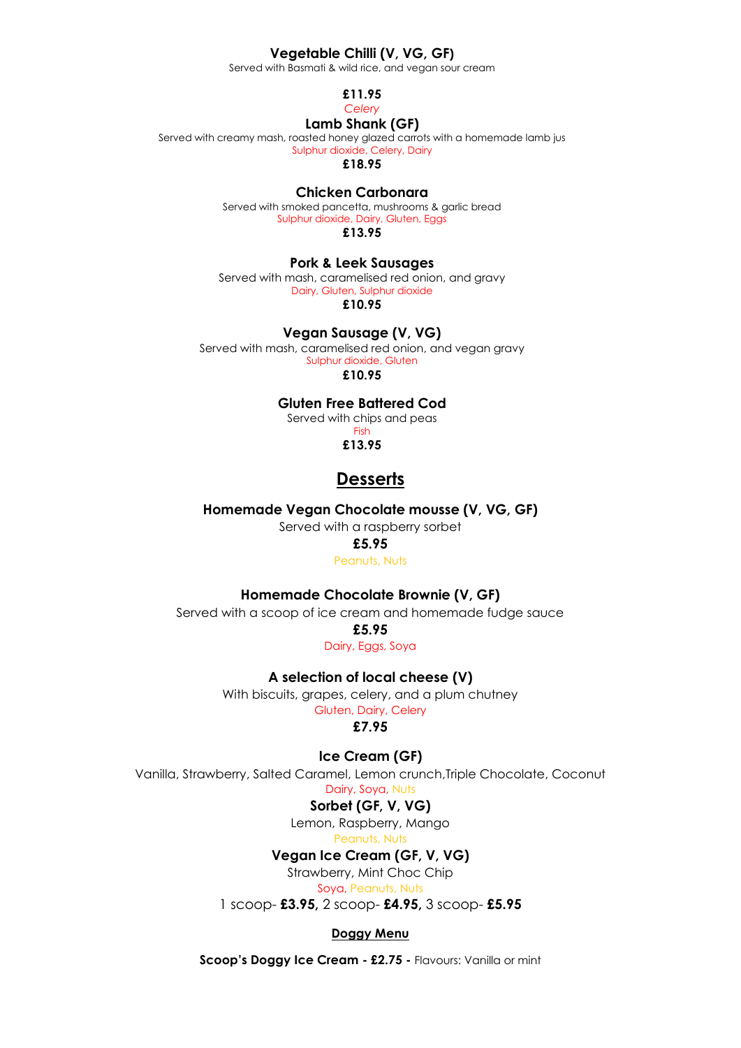**Vegetable Chilli (V, VG, GF)**

Served with Basmati & wild rice, and vegan sour cream

**£11.95**

*Celery*

**Lamb Shank (GF)**

Served with creamy mash, roasted honey glazed carrots with a homemade lamb jus

Sulphur dioxide, Celery, Dairy

**£18.95**

**Chicken Carbonara**

Served with smoked pancetta, mushrooms & garlic bread

Sulphur dioxide, Dairy, Gluten, Eggs

**£13.95**

**Pork & Leek Sausages**

Served with mash, caramelised red onion, and gravy

Dairy, Gluten, Sulphur dioxide

**£10.95**

**Vegan Sausage (V, VG)**

Served with mash, caramelised red onion, and vegan gravy

Sulphur dioxide, Gluten

**£10.95**

**Gluten Free Battered Cod**

Served with chips and peas

Fish

**£13.95**

## Desserts

**Homemade Vegan Chocolate mousse (V, VG, GF)**

Served with a raspberry sorbet

**£5.95**

Peanuts, Nuts

**Homemade Chocolate Brownie (V, GF)**

Served with a scoop of ice cream and homemade fudge sauce

**£5.95**

Dairy, Eggs, Soya

**A selection of local cheese (V)**

With biscuits, grapes, celery, and a plum chutney

Gluten, Dairy, Celery

**£7.95**

**Ice Cream (GF)**

Vanilla, Strawberry, Salted Caramel, Lemon crunch,Triple Chocolate, Coconut

Dairy, Soya, Nuts

**Sorbet (GF, V, VG)**

Lemon, Raspberry, Mango

Peanuts, Nuts

**Vegan Ice Cream (GF, V, VG)**

Strawberry, Mint Choc Chip

Soya, Peanuts, Nuts

1 scoop- **£3.95,** 2 scoop- **£4.95,** 3 scoop- **£5.95**

### Doggy Menu

**Scoop's Doggy Ice Cream - £2.75 -** Flavours: Vanilla or mint